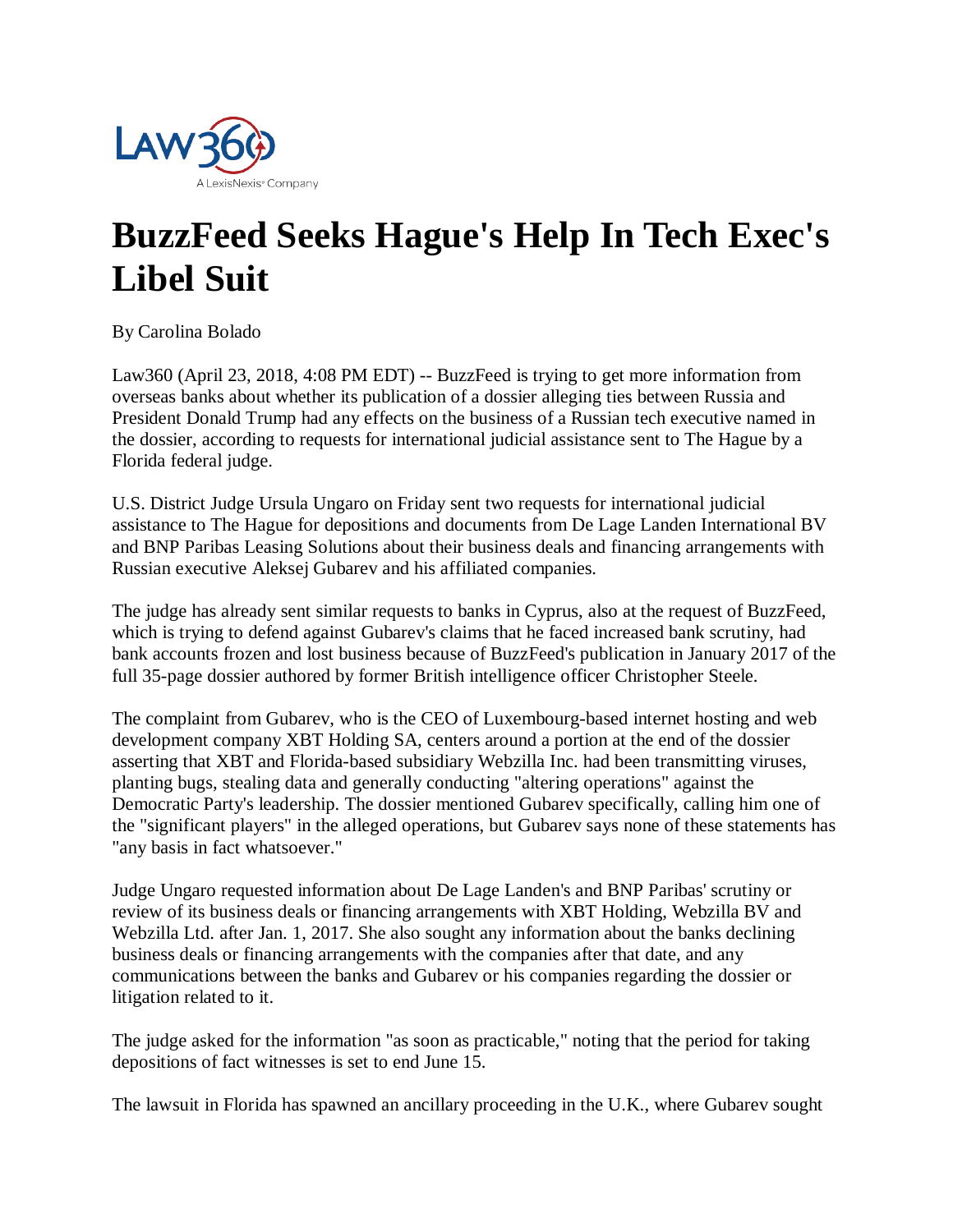# BuzzFeed Seeks Hague's Help In Tech Exec's Libel Suit

By Carolina Bolado

Law360 (April 23, 2018, 4:08 PM EDT) -- BuzzFeed is trying to get more information from overseas banks about whether its publication of a dossier alleging ties between Russia and President Donald Trump had any effects on the business of a Russian tech executive named in the dossier, according to requests for international judicial assistance sent to The Hague by a Florida federal judge.

U.S. District Judge Ursula Ungaro on Friday sent two requests for international judicial assistance to The Hague for depositions and documents from De Lage Landen International BV and BNP Paribas Leasing Solutions about their business deals and financing arrangements with Russian executive Aleksej Gubarev and his affiliated companies.

The judge has already sent similar requests to banks in Cyprus, also at the request of BuzzFeed, which is trying to defend against Gubarev's claims that he faced increased bank scrutiny, had bank accounts frozen and lost business because of BuzzFeed's publication in January 2017 of the full 35-page dossier authored by former British intelligence officer Christopher Steele.

The complaint from Gubarev, who is the CEO of Luxembourg-based internet hosting and web development company XBT Holding SA, centers around a portion at the end of the dossier asserting that XBT and Florida-based subsidiary Webzilla Inc. had been transmitting viruses, planting bugs, stealing data and generally conducting "altering operations" against the Democratic Party's leadership. The dossier mentioned Gubarev specifically, calling him one of the "significant players" in the alleged operations, but Gubarev says none of these statements has "any basis in fact whatsoever."

Judge Ungaro requested information about De Lage Landen's and BNP Paribas' scrutiny or review of its business deals or financing arrangements with XBT Holding, Webzilla BV and Webzilla Ltd. after Jan. 1, 2017. She also sought any information about the banks declining business deals or financing arrangements with the companies after that date, and any communications between the banks and Gubarev or his companies regarding the dossier or litigation related to it.

The judge asked for the information "as soon as practicable," noting that the period for taking depositions of fact witnesses is set to end June 15.

The lawsuit in Florida has spawned an ancillary proceeding in the U.K., where Gubarev sought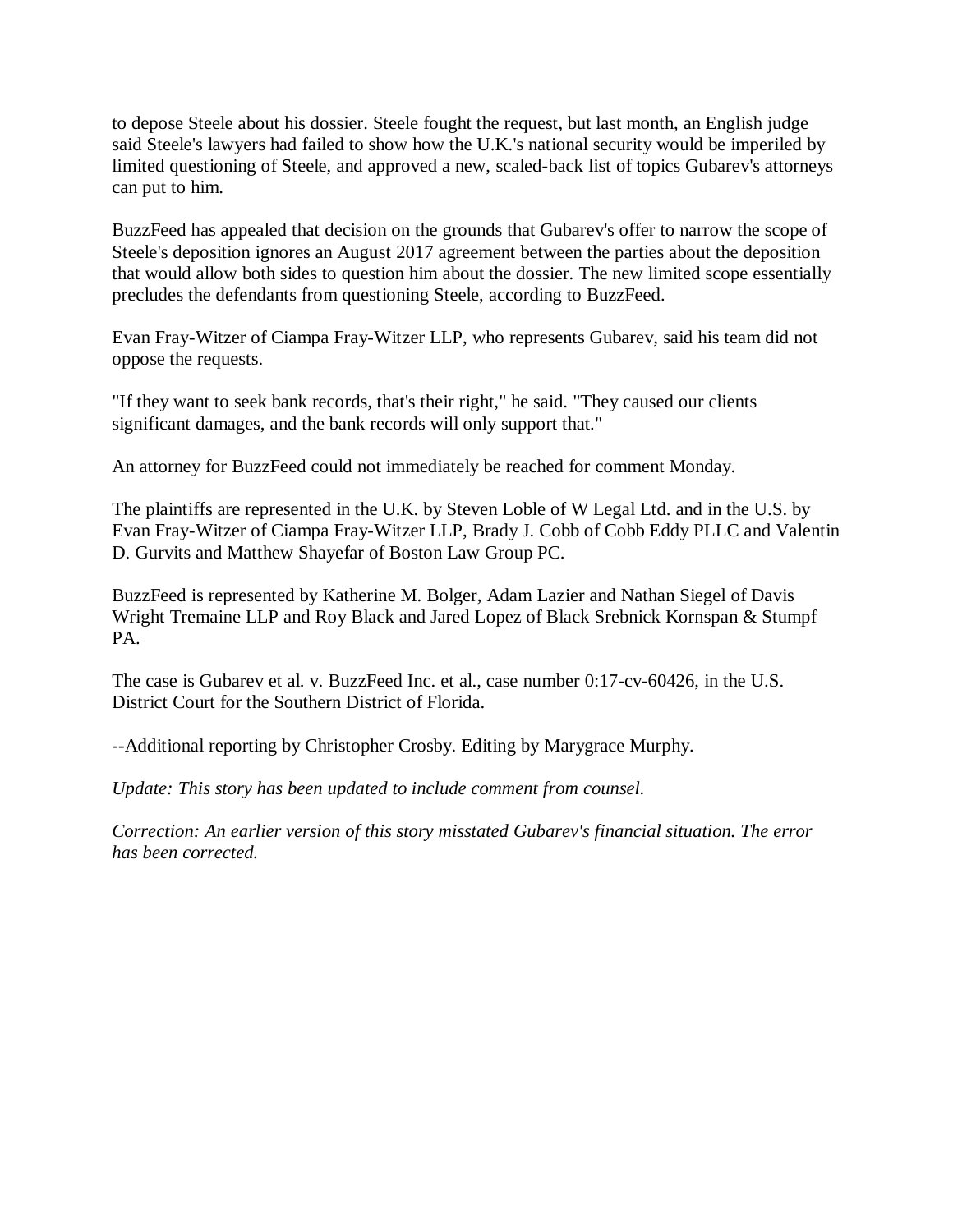to depose Steele about his dossier. Steele fought the request, but last month, an English judge said Steele's lawyers had failed to show how the U.K.'s national security would be imperiled by limited questioning of Steele, and approved a new, scaled-back list of topics Gubarev's attorneys can put to him.

BuzzFeed has appealed that decision on the grounds that Gubarev's offer to narrow the scope of Steele's deposition ignores an August 2017 agreement between the parties about the deposition that would allow both sides to question him about the dossier. The new limited scope essentially precludes the defendants from questioning Steele, according to BuzzFeed.

Evan Fray-Witzer of Ciampa Fray-Witzer LLP, who represents Gubarev, said his team did not oppose the requests.

"If they want to seek bank records, that's their right," he said. "They caused our clients significant damages, and the bank records will only support that."

An attorney for BuzzFeed could not immediately be reached for comment Monday.

The plaintiffs are represented in the U.K. by Steven Loble of W Legal Ltd. and in the U.S. by Evan Fray-Witzer of Ciampa Fray-Witzer LLP, Brady J. Cobb of Cobb Eddy PLLC and Valentin D. Gurvits and Matthew Shayefar of Boston Law Group PC.

BuzzFeed is represented by Katherine M. Bolger, Adam Lazier and Nathan Siegel of Davis Wright Tremaine LLP and Roy Black and Jared Lopez of Black Srebnick Kornspan & Stumpf PA.

The case is Gubarev et al. v. BuzzFeed Inc. et al., case number 0:17-cv-60426, in the U.S. District Court for the Southern District of Florida.

--Additional reporting by Christopher Crosby. Editing by Marygrace Murphy.

*Update: This story has been updated to include comment from counsel.*

*Correction: An earlier version of this story misstated Gubarev's financial situation. The error has been corrected.*